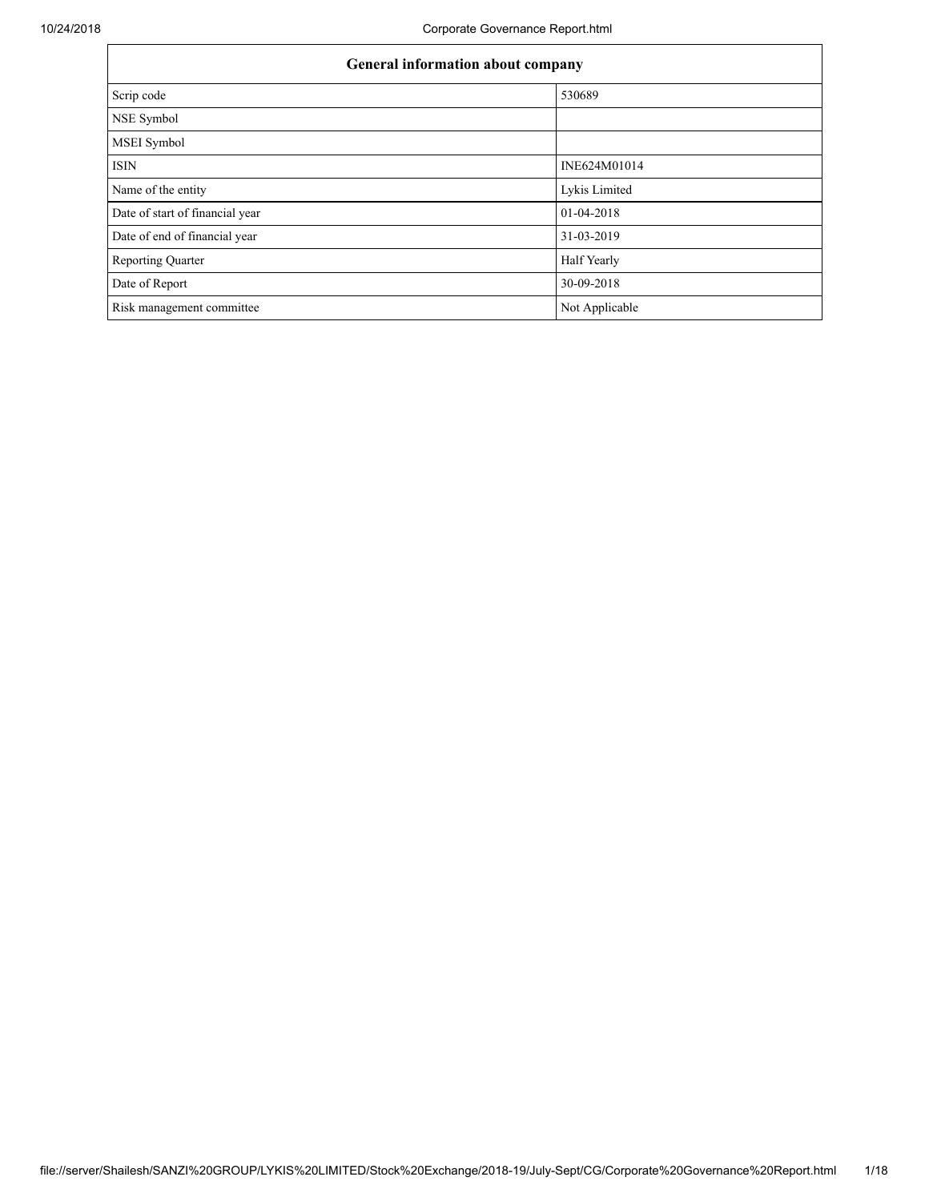| General information about company | |
|---|---|
| Scrip code | 530689 |
| NSE Symbol | |
| MSEI Symbol | |
| ISIN | INE624M01014 |
| Name of the entity | Lykis Limited |
| Date of start of financial year | 01-04-2018 |
| Date of end of financial year | 31-03-2019 |
| Reporting Quarter | Half Yearly |
| Date of Report | 30-09-2018 |
| Risk management committee | Not Applicable |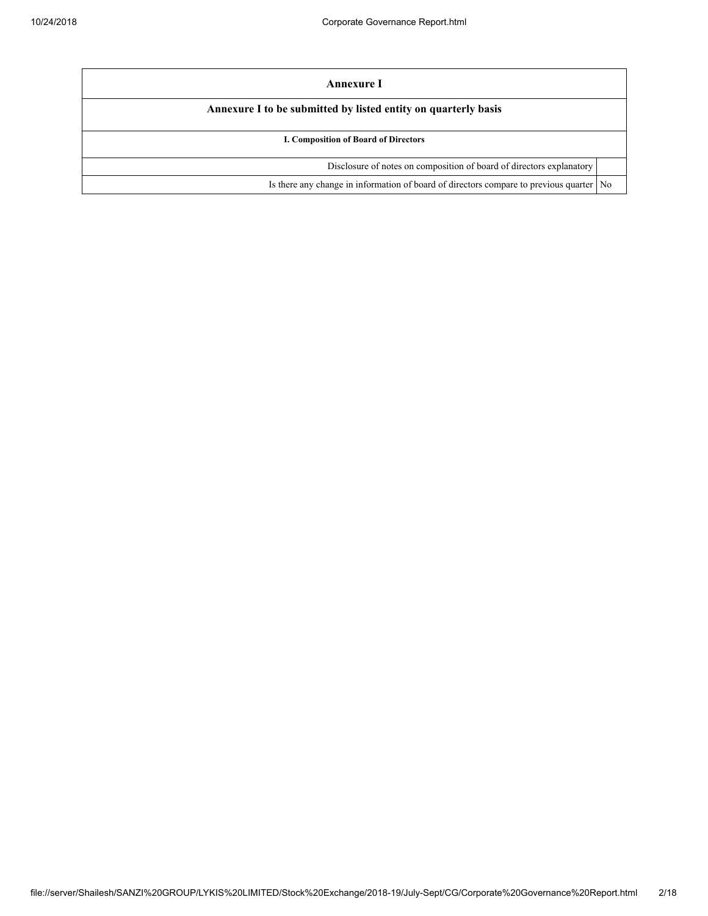| Annexure I | |
|---|---|
| **Annexure I to be submitted by listed entity on quarterly basis** | |
| **I. Composition of Board of Directors** | |
| Disclosure of notes on composition of board of directors explanatory | |
| Is there any change in information of board of directors compare to previous quarter | No |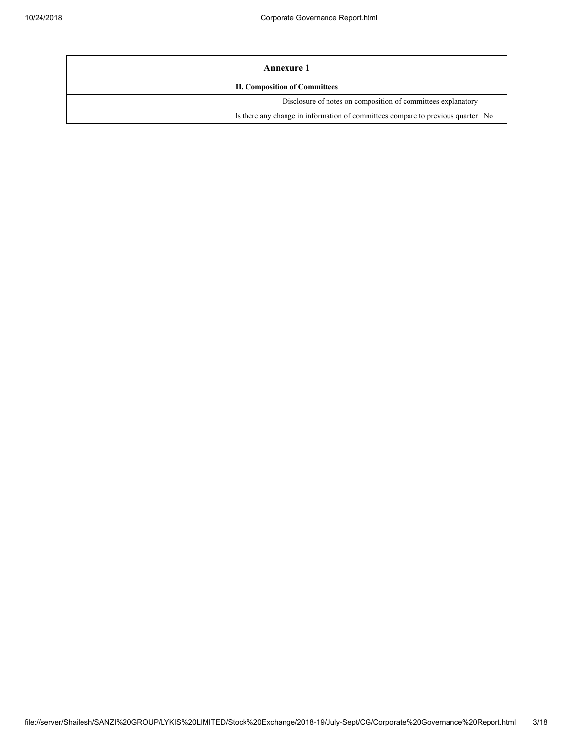| Annexure 1 | |
|---|---|
| **II. Composition of Committees** | |
| Disclosure of notes on composition of committees explanatory | |
| Is there any change in information of committees compare to previous quarter | No |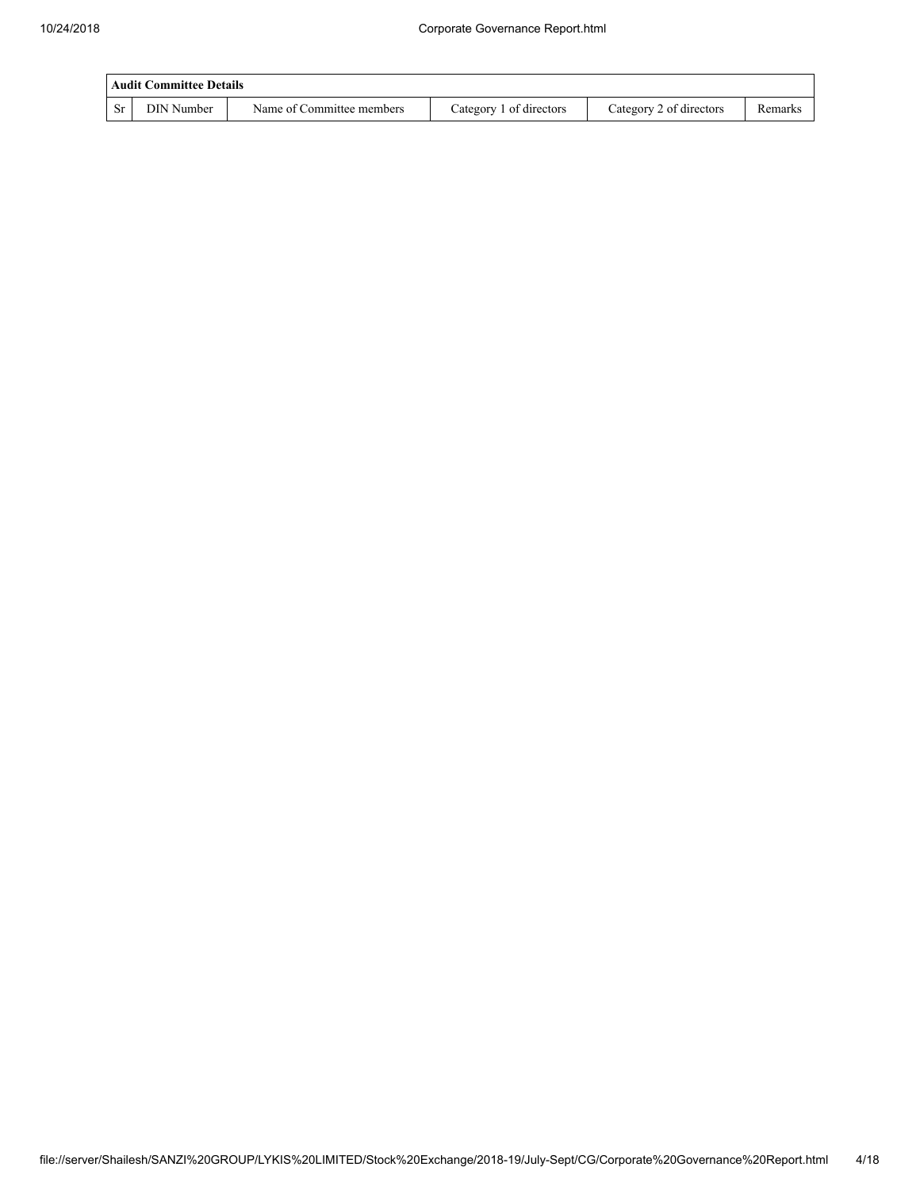| Audit Committee Details | | | | | |
|---|---|---|---|---|---|
| Sr | DIN Number | Name of Committee members | Category 1 of directors | Category 2 of directors | Remarks |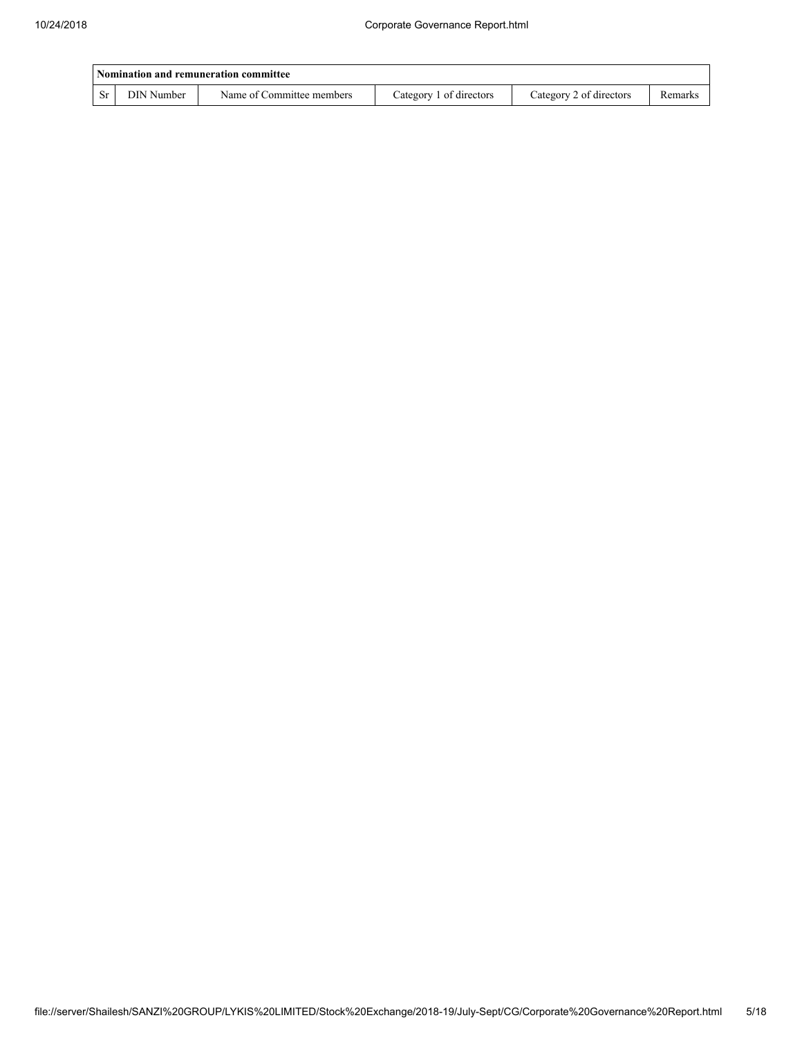| Nomination and remuneration committee | | | | | |
|---|---|---|---|---|---|
| Sr | DIN Number | Name of Committee members | Category 1 of directors | Category 2 of directors | Remarks |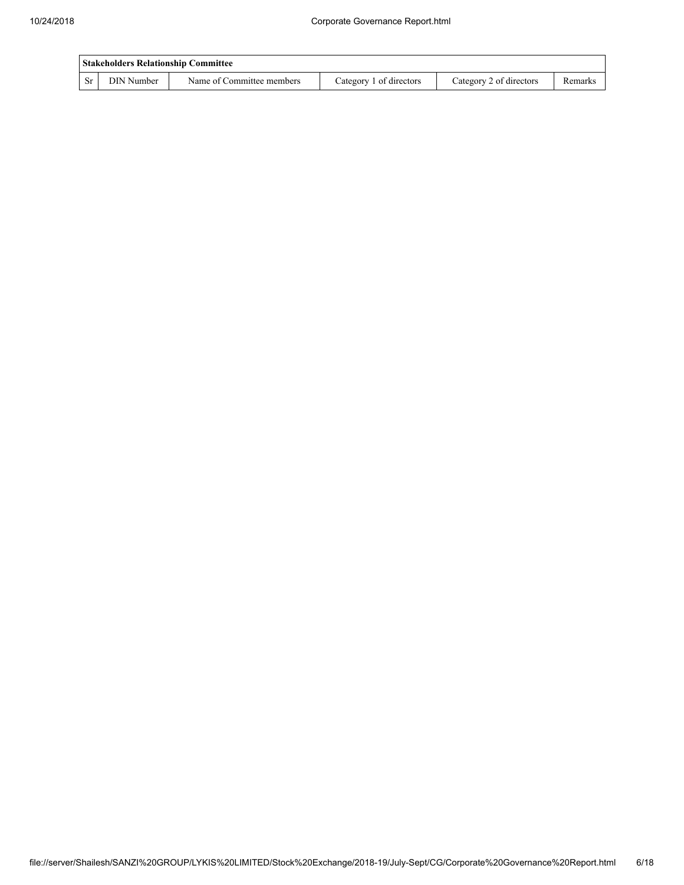| Stakeholders Relationship Committee | | | | | |
|---|---|---|---|---|---|
| Sr | DIN Number | Name of Committee members | Category 1 of directors | Category 2 of directors | Remarks |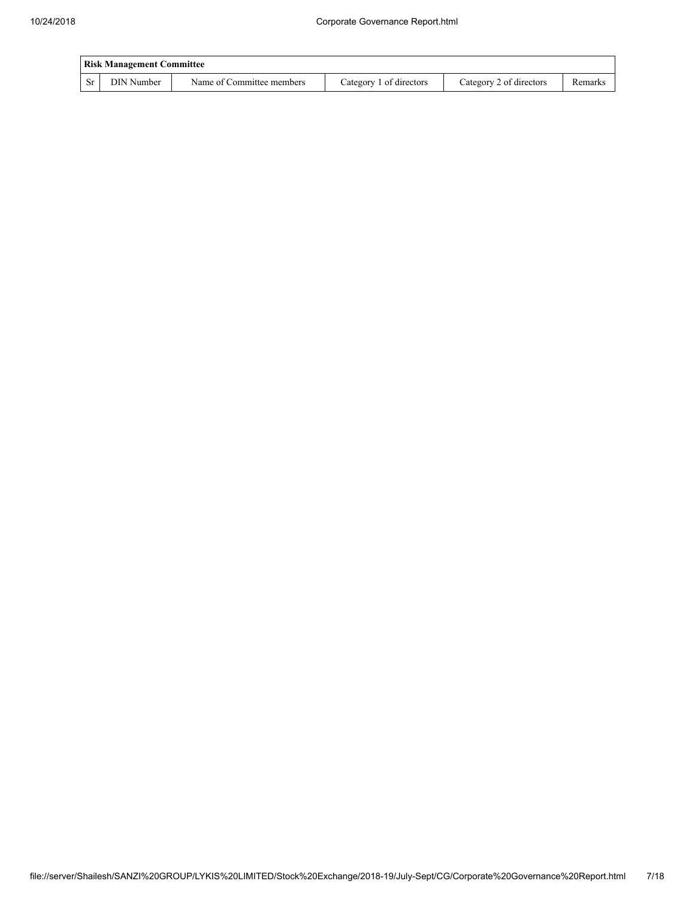| Risk Management Committee | | | | | |
|---|---|---|---|---|---|
| Sr | DIN Number | Name of Committee members | Category 1 of directors | Category 2 of directors | Remarks |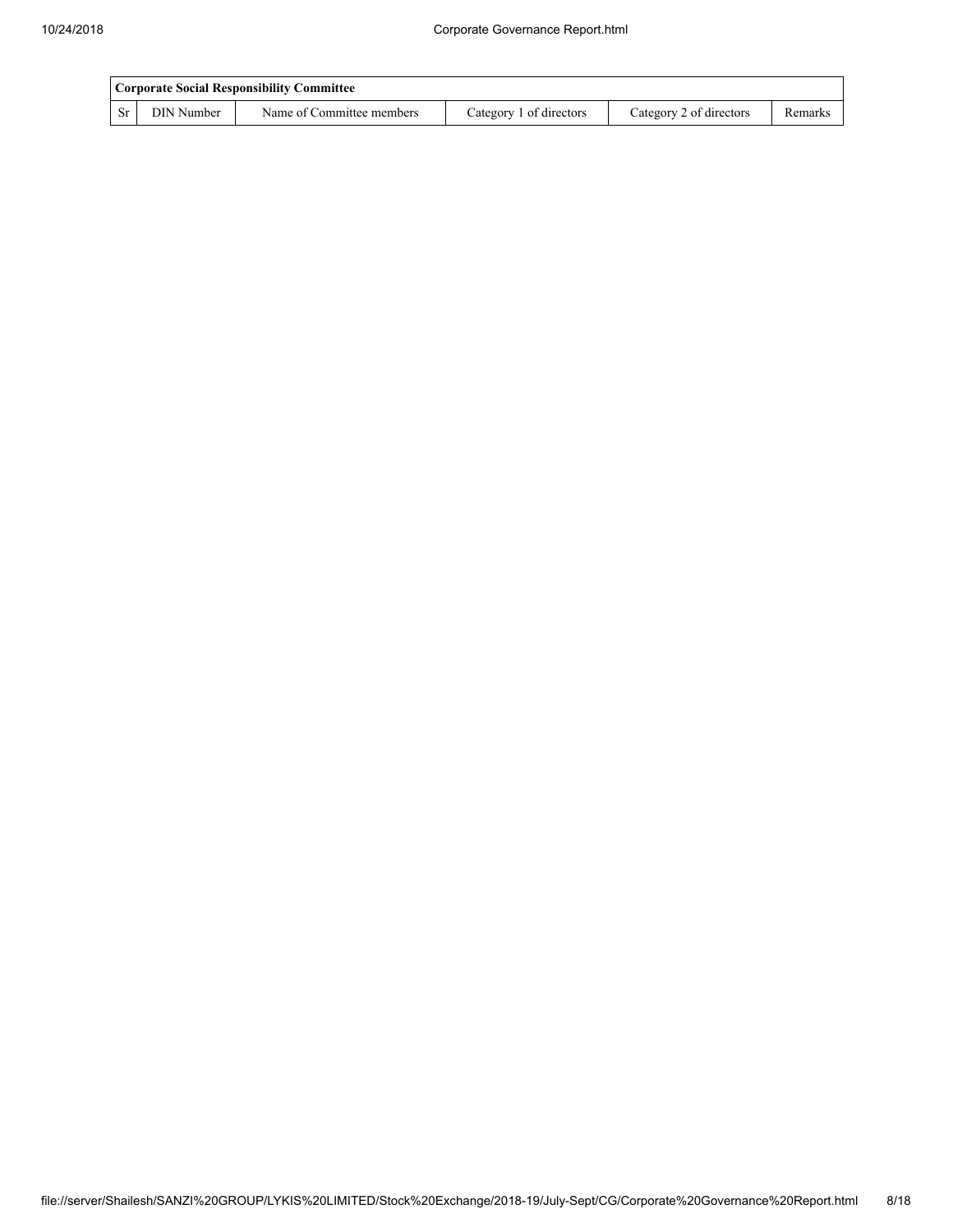| Corporate Social Responsibility Committee | | | | | |
|---|---|---|---|---|---|
| Sr | DIN Number | Name of Committee members | Category 1 of directors | Category 2 of directors | Remarks |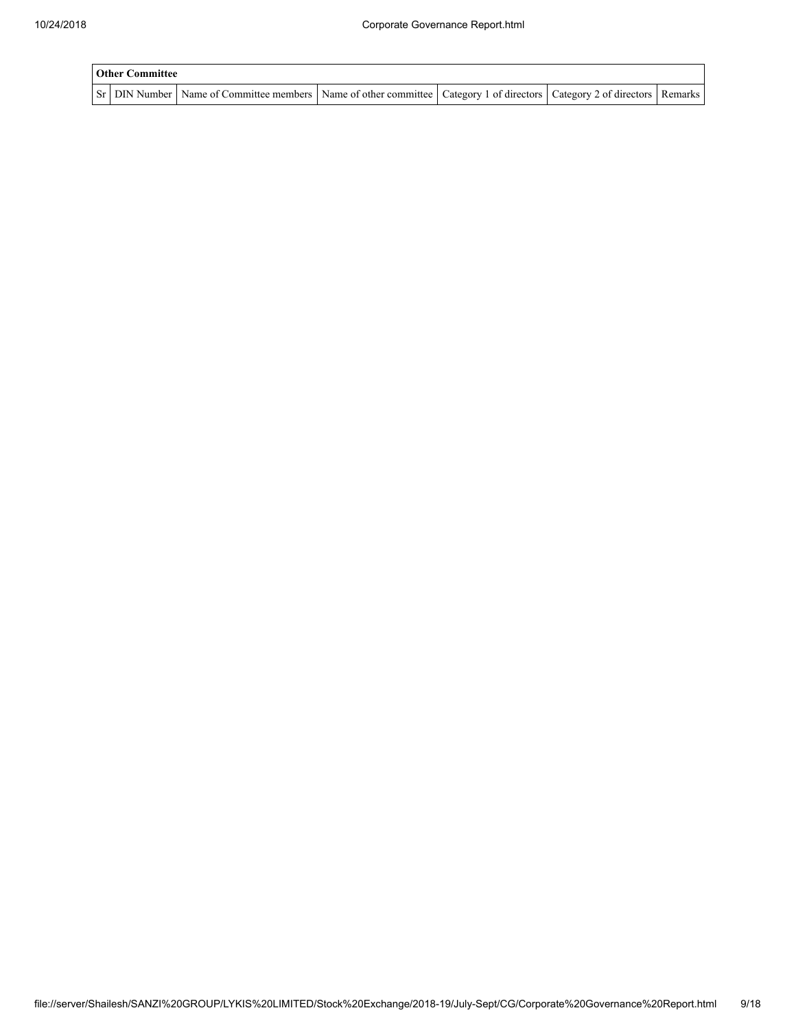| Other Committee | | | | | | |
|---|---|---|---|---|---|---|
| Sr | DIN Number | Name of Committee members | Name of other committee | Category 1 of directors | Category 2 of directors | Remarks |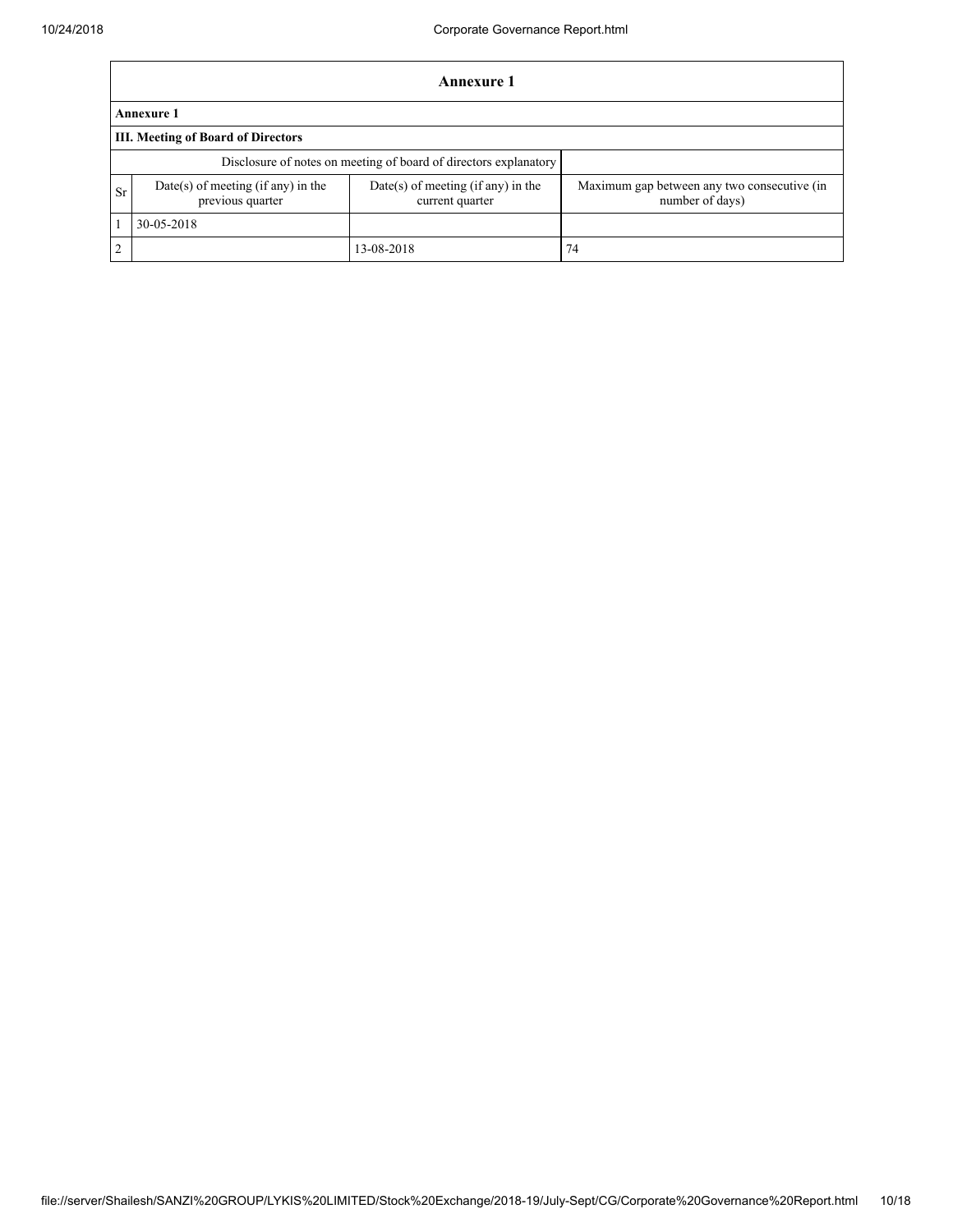## Annexure 1

**Annexure 1**

**III. Meeting of Board of Directors**

| Disclosure of notes on meeting of board of directors explanatory | | | |
|---|---|---|---|
| Sr | Date(s) of meeting (if any) in the previous quarter | Date(s) of meeting (if any) in the current quarter | Maximum gap between any two consecutive (in number of days) |
| 1 | 30-05-2018 | | |
| 2 | | 13-08-2018 | 74 |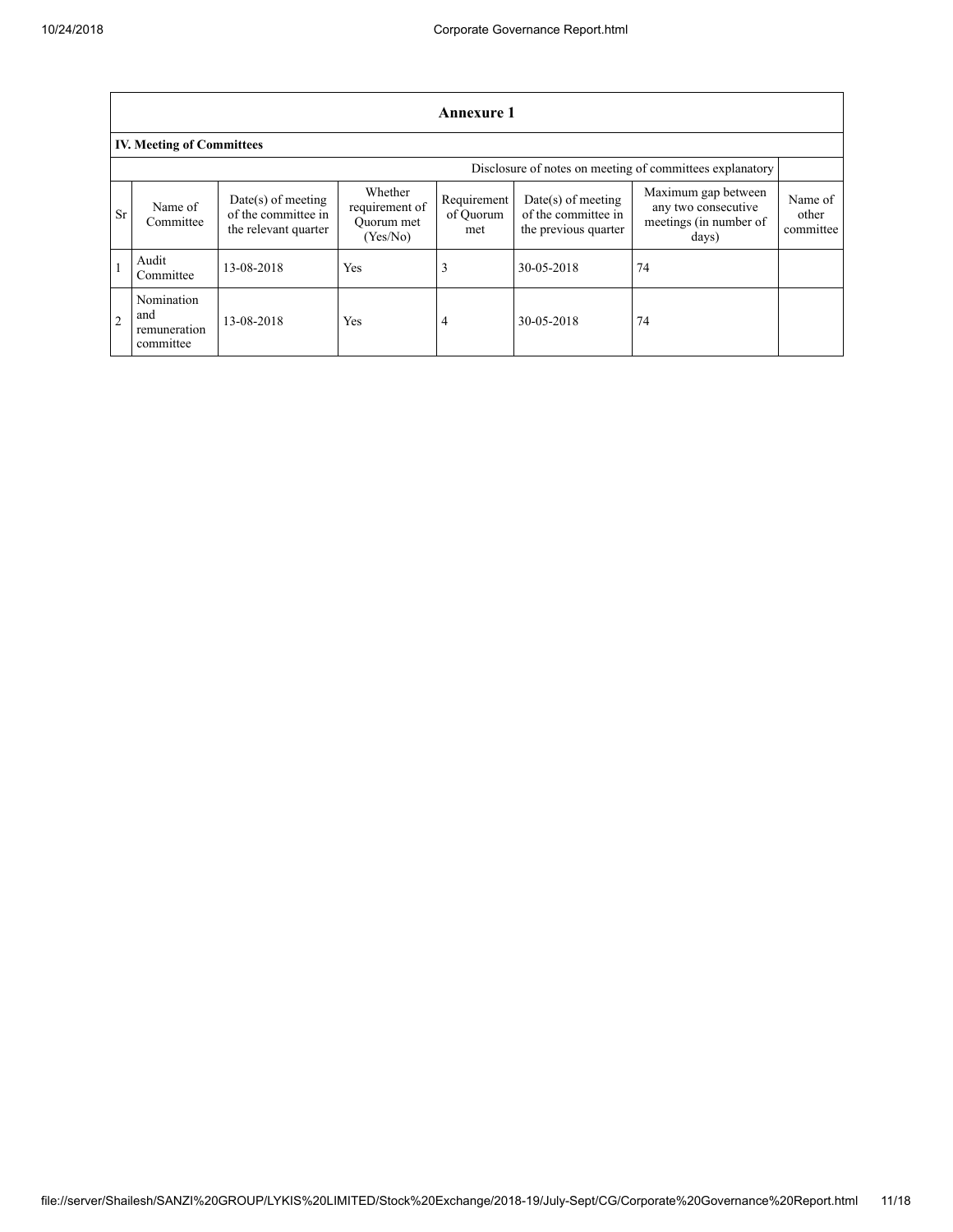| Annexure 1 | | | | | | | |
|---|---|---|---|---|---|---|---|
| **IV. Meeting of Committees** | | | | | | | |
| Disclosure of notes on meeting of committees explanatory | | | | | | | |
| Sr | Name of Committee | Date(s) of meeting of the committee in the relevant quarter | Whether requirement of Quorum met (Yes/No) | Requirement of Quorum met | Date(s) of meeting of the committee in the previous quarter | Maximum gap between any two consecutive meetings (in number of days) | Name of other committee |
| 1 | Audit Committee | 13-08-2018 | Yes | 3 | 30-05-2018 | 74 | |
| 2 | Nomination and remuneration committee | 13-08-2018 | Yes | 4 | 30-05-2018 | 74 | |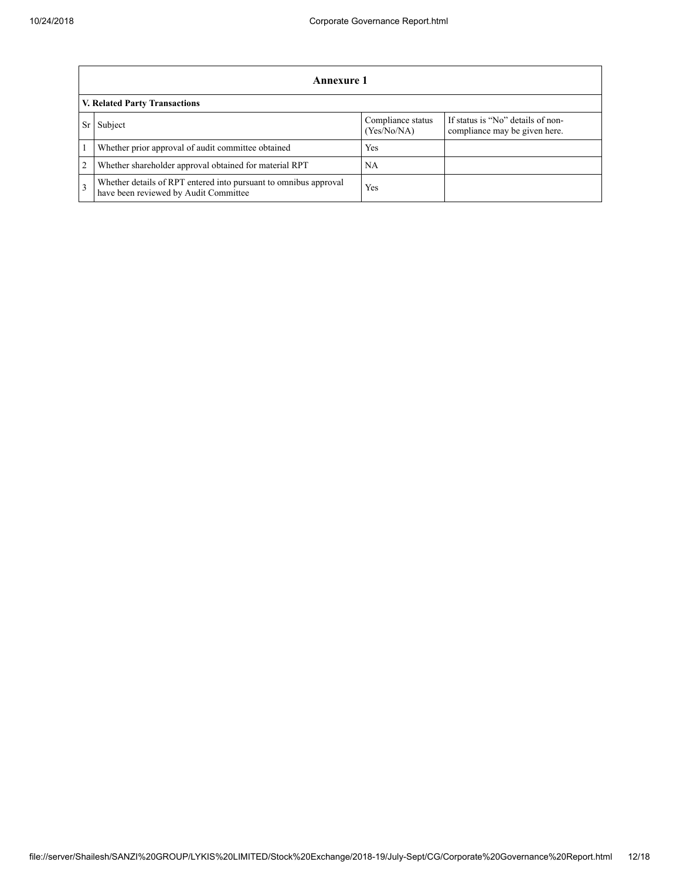## Annexure 1

### V. Related Party Transactions

| Sr | Subject | Compliance status (Yes/No/NA) | If status is "No" details of non-compliance may be given here. |
|---|---|---|---|
| 1 | Whether prior approval of audit committee obtained | Yes | |
| 2 | Whether shareholder approval obtained for material RPT | NA | |
| 3 | Whether details of RPT entered into pursuant to omnibus approval have been reviewed by Audit Committee | Yes | |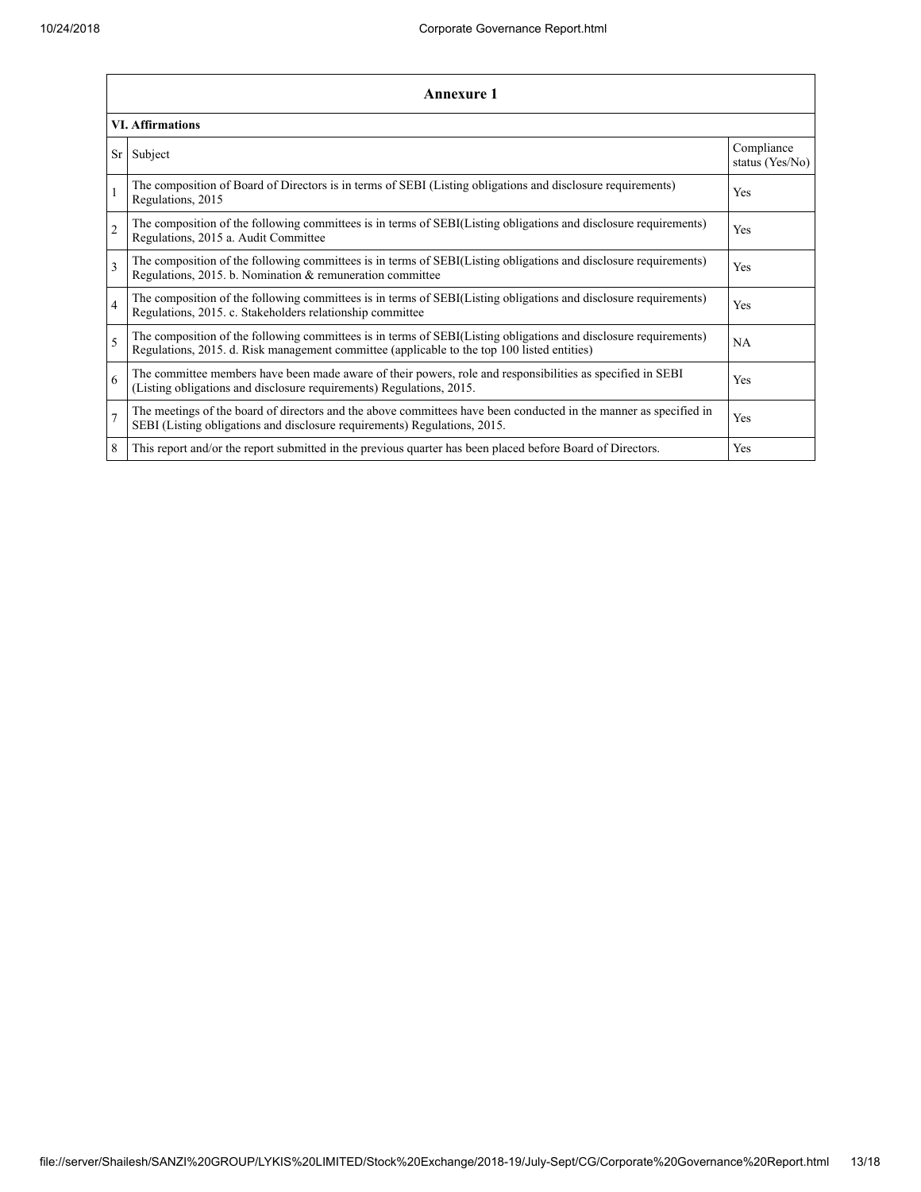## Annexure 1

### VI. Affirmations

| Sr | Subject | Compliance status (Yes/No) |
|---|---|---|
| 1 | The composition of Board of Directors is in terms of SEBI (Listing obligations and disclosure requirements) Regulations, 2015 | Yes |
| 2 | The composition of the following committees is in terms of SEBI(Listing obligations and disclosure requirements) Regulations, 2015 a. Audit Committee | Yes |
| 3 | The composition of the following committees is in terms of SEBI(Listing obligations and disclosure requirements) Regulations, 2015. b. Nomination & remuneration committee | Yes |
| 4 | The composition of the following committees is in terms of SEBI(Listing obligations and disclosure requirements) Regulations, 2015. c. Stakeholders relationship committee | Yes |
| 5 | The composition of the following committees is in terms of SEBI(Listing obligations and disclosure requirements) Regulations, 2015. d. Risk management committee (applicable to the top 100 listed entities) | NA |
| 6 | The committee members have been made aware of their powers, role and responsibilities as specified in SEBI (Listing obligations and disclosure requirements) Regulations, 2015. | Yes |
| 7 | The meetings of the board of directors and the above committees have been conducted in the manner as specified in SEBI (Listing obligations and disclosure requirements) Regulations, 2015. | Yes |
| 8 | This report and/or the report submitted in the previous quarter has been placed before Board of Directors. | Yes |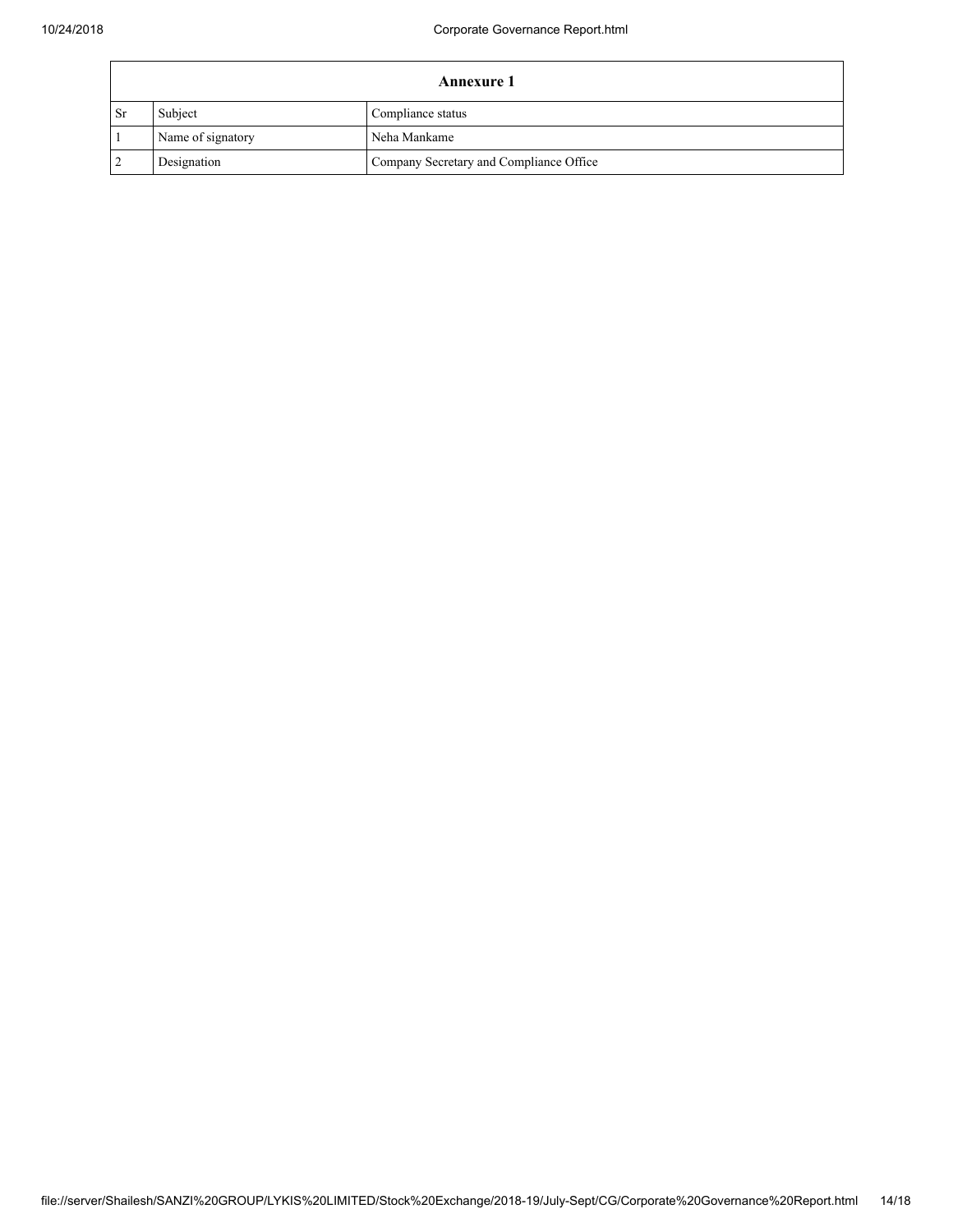| Annexure 1 | | |
|---|---|---|
| Sr | Subject | Compliance status |
| 1 | Name of signatory | Neha Mankame |
| 2 | Designation | Company Secretary and Compliance Office |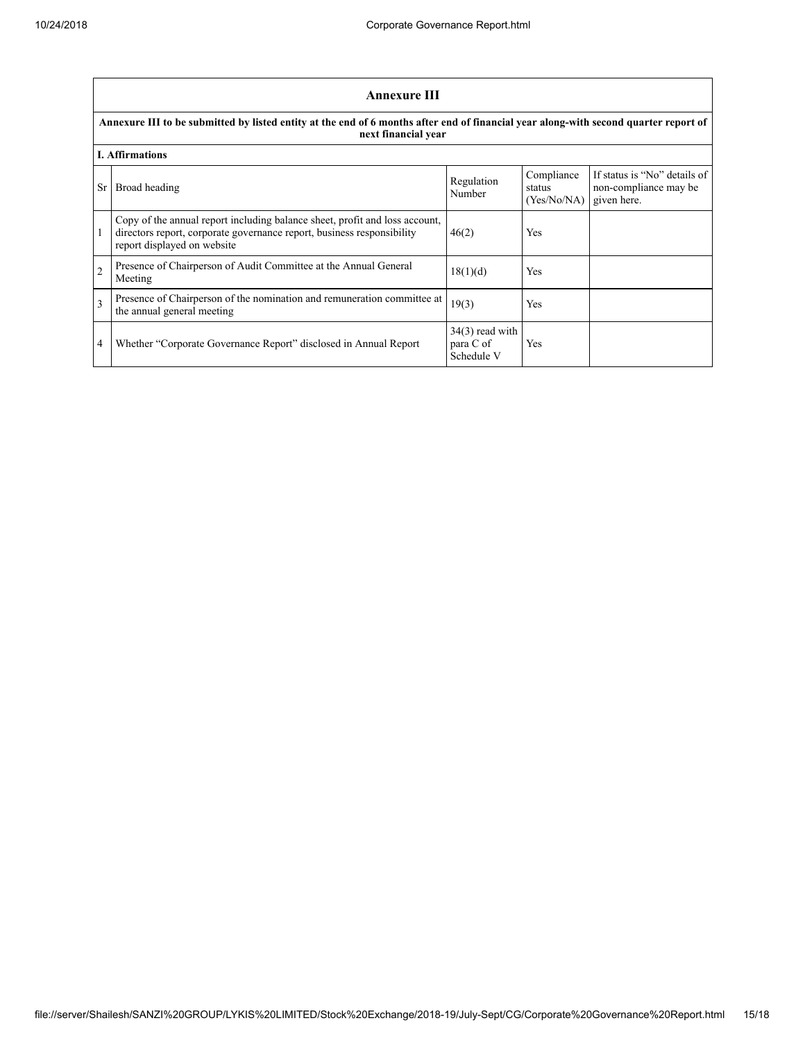## Annexure III

**Annexure III to be submitted by listed entity at the end of 6 months after end of financial year along-with second quarter report of next financial year**

**I. Affirmations**

| Sr | Broad heading | Regulation Number | Compliance status (Yes/No/NA) | If status is "No" details of non-compliance may be given here. |
|---|---|---|---|---|
| 1 | Copy of the annual report including balance sheet, profit and loss account, directors report, corporate governance report, business responsibility report displayed on website | 46(2) | Yes | |
| 2 | Presence of Chairperson of Audit Committee at the Annual General Meeting | 18(1)(d) | Yes | |
| 3 | Presence of Chairperson of the nomination and remuneration committee at the annual general meeting | 19(3) | Yes | |
| 4 | Whether "Corporate Governance Report" disclosed in Annual Report | 34(3) read with para C of Schedule V | Yes | |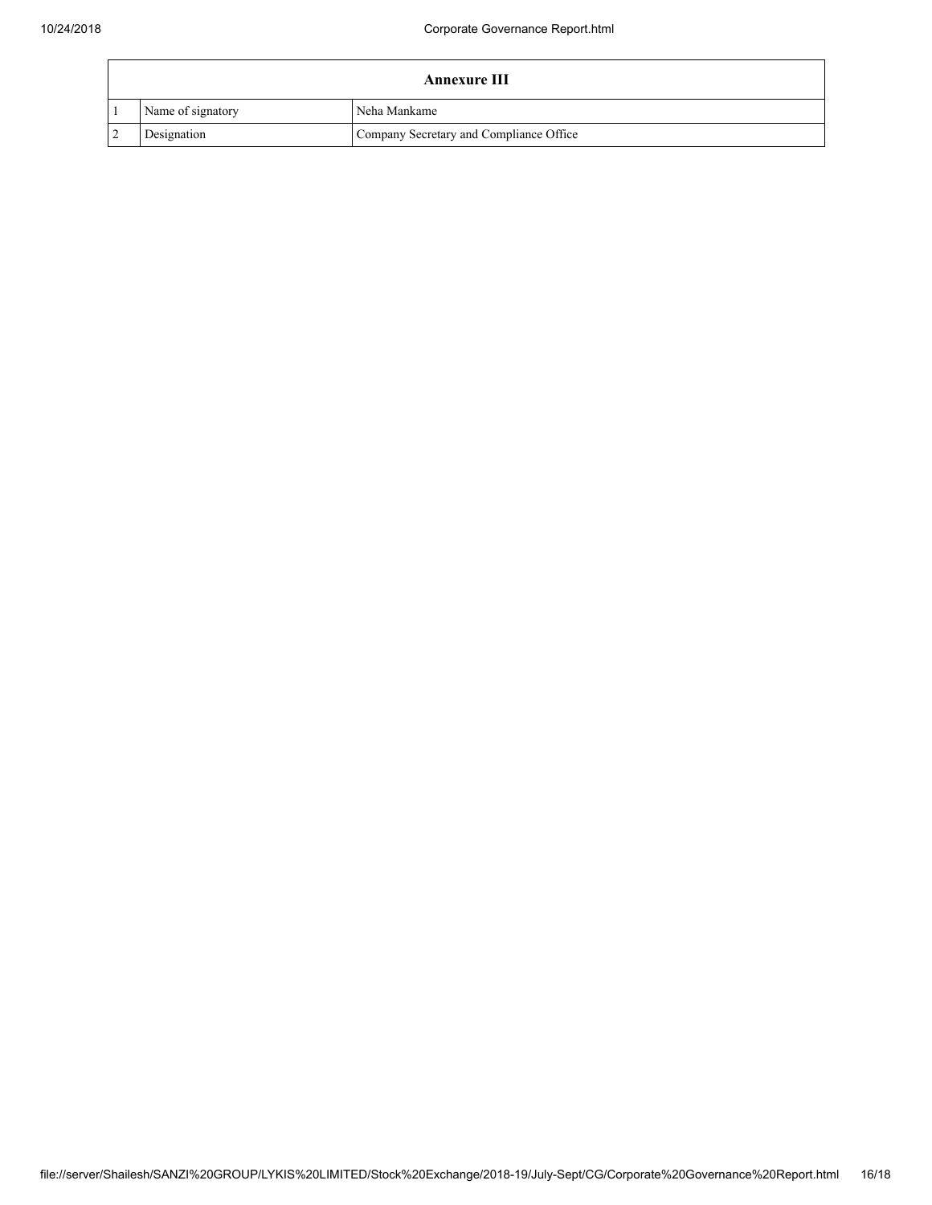| Annexure III | | |
|---|---|---|
| 1 | Name of signatory | Neha Mankame |
| 2 | Designation | Company Secretary and Compliance Office |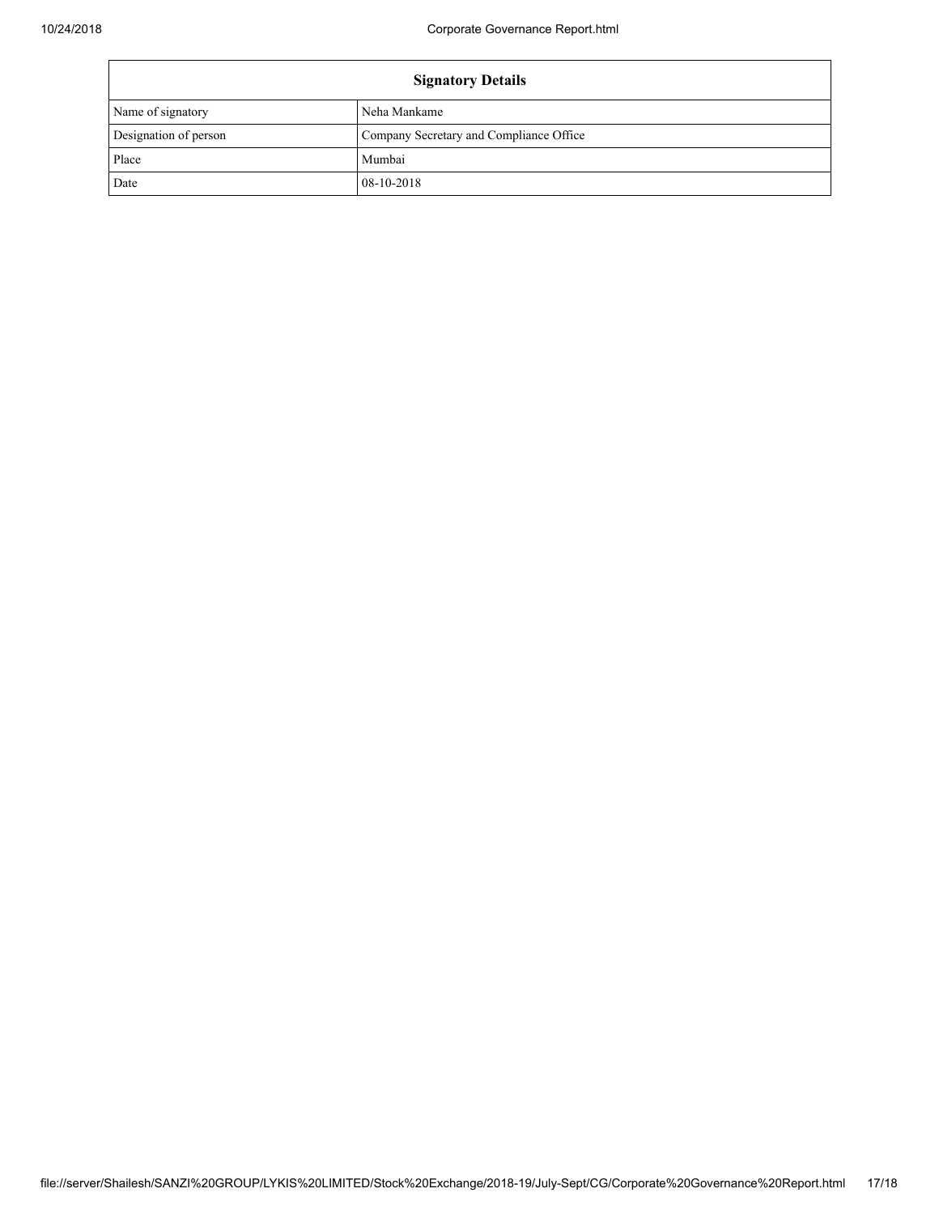| Signatory Details | |
|---|---|
| Name of signatory | Neha Mankame |
| Designation of person | Company Secretary and Compliance Office |
| Place | Mumbai |
| Date | 08-10-2018 |